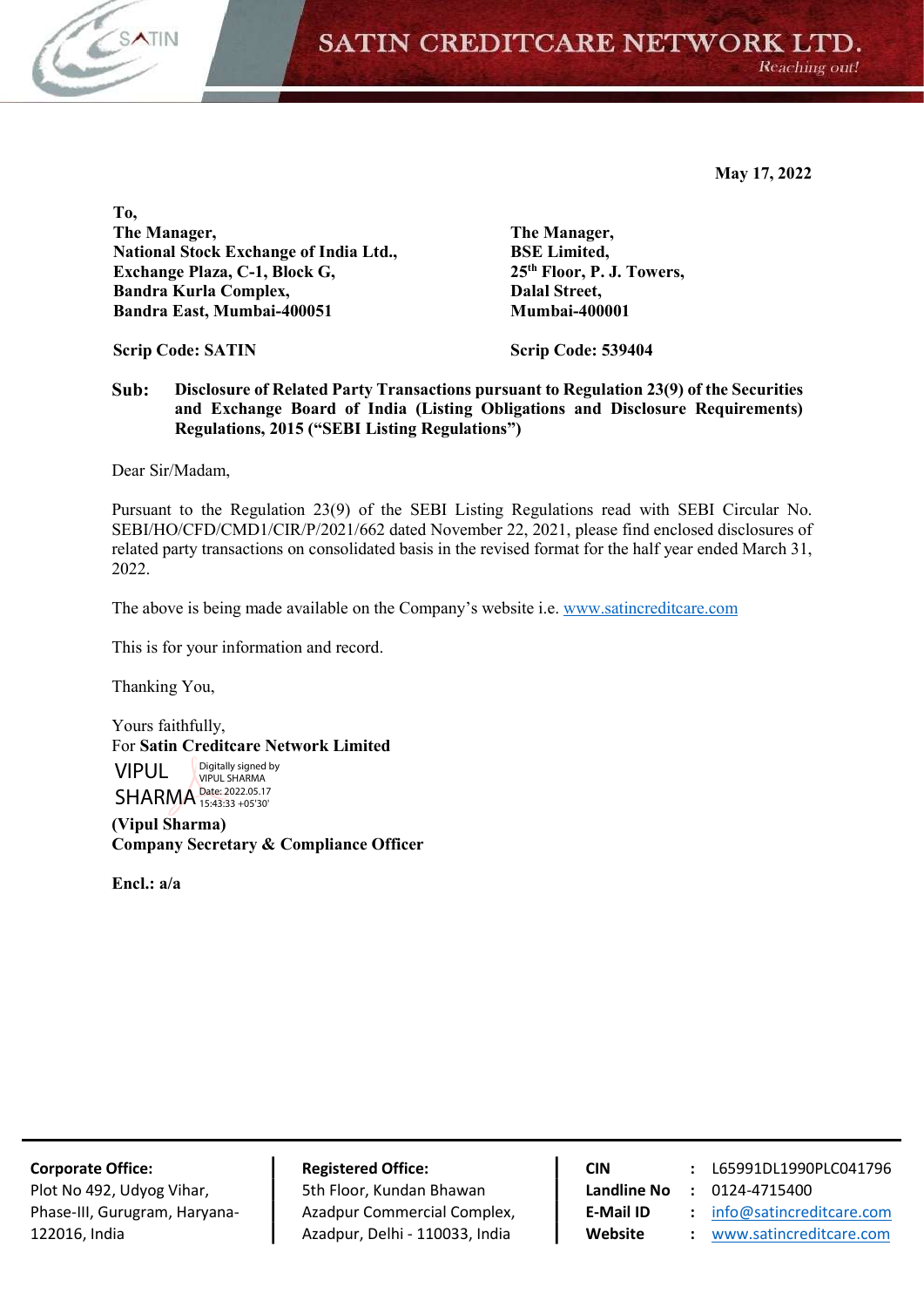May 17, 2022

To,

| The Manager, | The Manager, |
| --- | --- |
| **National Stock Exchange of India Ltd.,** | **BSE Limited,** |
| **Exchange Plaza, C-1, Block G,** | **25th Floor, P. J. Towers,** |
| **Bandra Kurla Complex,** | **Dalal Street,** |
| **Bandra East, Mumbai-400051** | **Mumbai-400001** |
| **Scrip Code: SATIN** | **Scrip Code: 539404** |

**Sub: Disclosure of Related Party Transactions pursuant to Regulation 23(9) of the Securities and Exchange Board of India (Listing Obligations and Disclosure Requirements) Regulations, 2015 ("SEBI Listing Regulations")**

Dear Sir/Madam,

Pursuant to the Regulation 23(9) of the SEBI Listing Regulations read with SEBI Circular No. SEBI/HO/CFD/CMD1/CIR/P/2021/662 dated November 22, 2021, please find enclosed disclosures of related party transactions on consolidated basis in the revised format for the half year ended March 31, 2022.

The above is being made available on the Company's website i.e. www.satincreditcare.com

This is for your information and record.

Thanking You,

Yours faithfully,
For **Satin Creditcare Network Limited**

VIPUL SHARMA
Digitally signed by VIPUL SHARMA
Date: 2022.05.17 15:43:33 +05'30'

**(Vipul Sharma)**
**Company Secretary & Compliance Officer**

**Encl.: a/a**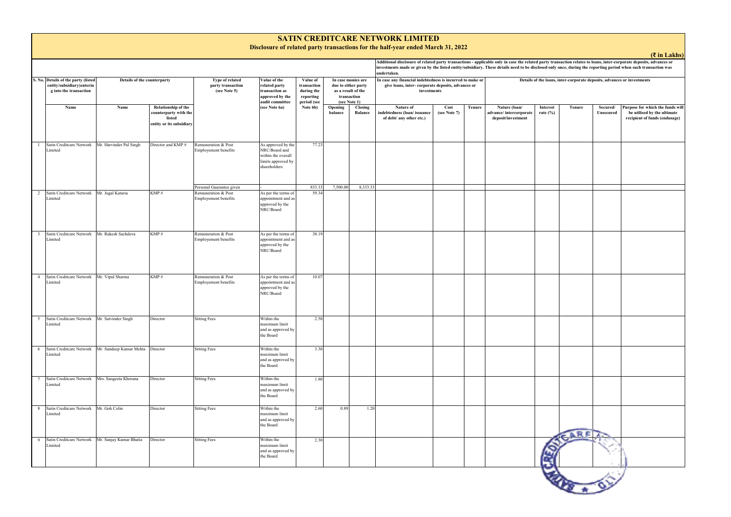# SATIN CREDITCARE NETWORK LIMITED

## Disclosure of related party transactions for the half-year ended March 31, 2022

**(₹ in Lakhs)**

| S. No. | Details of the party (listed entity/subsidiary)entering into the transaction | Details of the counterparty | | Type of related party transaction (see Note 5) | Value of the related party transaction as approved by the audit committee (see Note 6a) | Value of transaction during the reporting period (see Note 6b) | In case monies are due to either party as a result of the transaction (see Note 1) | | Additional disclosure of related party transactions - applicable only in case the related party transaction relates to loans, inter-corporate deposits, advances or investments made or given by the listed entity/subsidiary. These details need to be disclosed only once, during the reporting period when such transaction was undertaken. In case any financial indebtedness is incurred to make or give loans, inter- corporate deposits, advances or investments | | | Details of the loans, inter-corporate deposits, advances or investments | | | | |
|---|---|---|---|---|---|---|---|---|---|---|---|---|---|---|---|---|
| | Name | Name | Relationship of the counterparty with the listed entity or its subsidiary | | | | Opening balance | Closing Balance | Nature of indebtedness (loan/ issuance of debt/ any other etc.) | Cost (see Note 7) | Tenure | Nature (loan/ advance/ intercorporate deposit/investment | Interest rate (%) | Tenure | Secured/ Unsecured | Purpose for which the funds will be utilised by the ultimate recipient of funds (endusage) |
| 1 | Satin Creditcare Network Limited | Mr. Harvinder Pal Singh | Director and KMP # | Remuneration & Post Employement benefits | As approved by the NRC/Board and within the overall limits approved by shareholders | 77.23 | | | | | | | | | | |
| | | | | Personal Guarantee given | - | 833.33 | 7,500.00 | 8,333.33 | | | | | | | | |
| 2 | Satin Creditcare Network Limited | Mr. Jugal Kataria | KMP # | Remuneration & Post Employement benefits | As per the terms of appointment and as approved by the NRC/Board | 59.34 | | | | | | | | | | |
| 3 | Satin Creditcare Network Limited | Mr. Rakesh Sachdeva | KMP # | Remuneration & Post Employement benefits | As per the terms of appointment and as approved by the NRC/Board | 38.19 | | | | | | | | | | |
| 4 | Satin Creditcare Network Limited | Mr. Vipul Sharma | KMP # | Remuneration & Post Employement benefits | As per the terms of appointment and as approved by the NRC/Board | 10.07 | | | | | | | | | | |
| 5 | Satin Creditcare Network Limited | Mr. Satvinder Singh | Director | Sitting Fees | Within the maximum limit and as approved by the Board | 2.50 | | | | | | | | | | |
| 6 | Satin Creditcare Network Limited | Mr. Sundeep Kumar Mehta | Director | Sitting Fees | Within the maximum limit and as approved by the Board | 3.30 | | | | | | | | | | |
| 7 | Satin Creditcare Network Limited | Mrs. Sangeeta Khorana | Director | Sitting Fees | Within the maximum limit and as approved by the Board | 1.80 | | | | | | | | | | |
| 8 | Satin Creditcare Network Limited | Mr. Goh Colin | Director | Sitting Fees | Within the maximum limit and as approved by the Board | 2.60 | 0.89 | 1.20 | | | | | | | | |
| 9 | Satin Creditcare Network Limited | Mr. Sanjay Kumar Bhatia | Director | Sitting Fees | Within the maximum limit and as approved by the Board | 2.30 | | | | | | | | | | |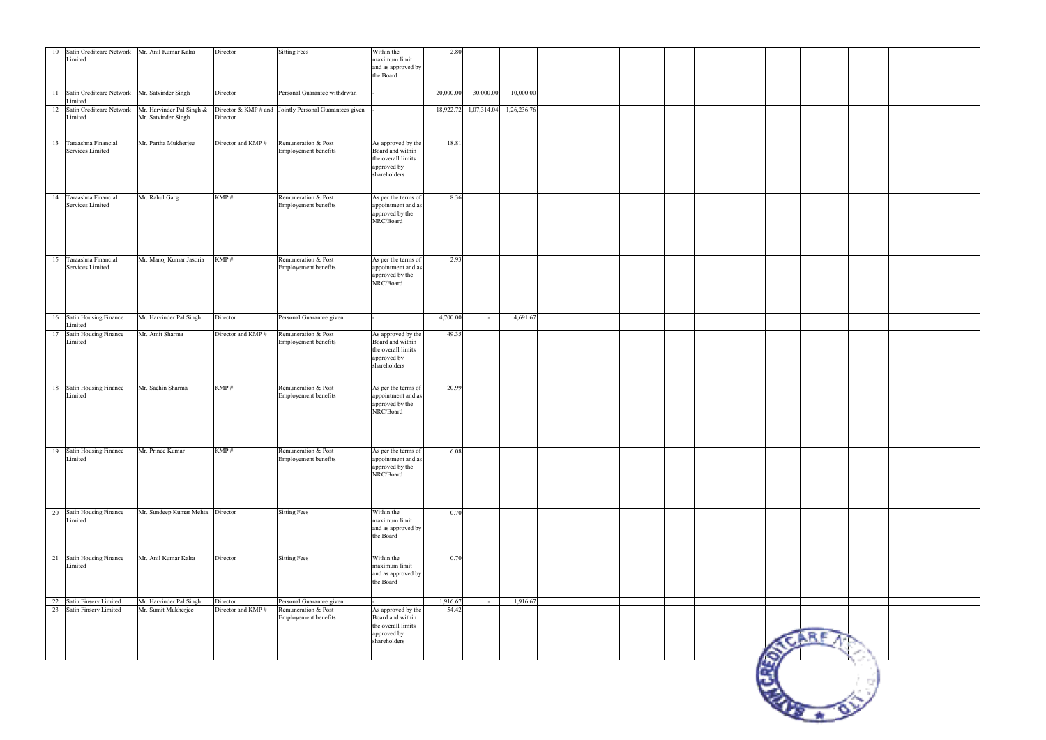| | | | | | | | | | | | | | | | | |
|---|---|---|---|---|---|---|---|---|---|---|---|---|---|---|---|---|
| 10 | Satin Creditcare Network Limited | Mr. Anil Kumar Kalra | Director | Sitting Fees | Within the maximum limit and as approved by the Board | 2.80 | | | | | | | | | | |
| 11 | Satin Creditcare Network Limited | Mr. Satvinder Singh | Director | Personal Guarantee withdrwan | - | 20,000.00 | 30,000.00 | 10,000.00 | | | | | | | | |
| 12 | Satin Creditcare Network Limited | Mr. Harvinder Pal Singh & Mr. Satvinder Singh | Director & KMP # and Director | Jointly Personal Guarantees given | - | 18,922.72 | 1,07,314.04 | 1,26,236.76 | | | | | | | | |
| 13 | Taraashna Financial Services Limited | Mr. Partha Mukherjee | Director and KMP # | Remuneration & Post Employement benefits | As approved by the Board and within the overall limits approved by shareholders | 18.81 | | | | | | | | | | |
| 14 | Taraashna Financial Services Limited | Mr. Rahul Garg | KMP # | Remuneration & Post Employement benefits | As per the terms of appointment and as approved by the NRC/Board | 8.36 | | | | | | | | | | |
| 15 | Taraashna Financial Services Limited | Mr. Manoj Kumar Jasoria | KMP # | Remuneration & Post Employement benefits | As per the terms of appointment and as approved by the NRC/Board | 2.93 | | | | | | | | | | |
| 16 | Satin Housing Finance Limited | Mr. Harvinder Pal Singh | Director | Personal Guarantee given | - | 4,700.00 | - | 4,691.67 | | | | | | | | |
| 17 | Satin Housing Finance Limited | Mr. Amit Sharma | Director and KMP # | Remuneration & Post Employement benefits | As approved by the Board and within the overall limits approved by shareholders | 49.35 | | | | | | | | | | |
| 18 | Satin Housing Finance Limited | Mr. Sachin Sharma | KMP # | Remuneration & Post Employement benefits | As per the terms of appointment and as approved by the NRC/Board | 20.99 | | | | | | | | | | |
| 19 | Satin Housing Finance Limited | Mr. Prince Kumar | KMP # | Remuneration & Post Employement benefits | As per the terms of appointment and as approved by the NRC/Board | 6.08 | | | | | | | | | | |
| 20 | Satin Housing Finance Limited | Mr. Sundeep Kumar Mehta | Director | Sitting Fees | Within the maximum limit and as approved by the Board | 0.70 | | | | | | | | | | |
| 21 | Satin Housing Finance Limited | Mr. Anil Kumar Kalra | Director | Sitting Fees | Within the maximum limit and as approved by the Board | 0.70 | | | | | | | | | | |
| 22 | Satin Finserv Limited | Mr. Harvinder Pal Singh | Director | Personal Guarantee given | - | 1,916.67 | - | 1,916.67 | | | | | | | | |
| 23 | Satin Finserv Limited | Mr. Sumit Mukherjee | Director and KMP # | Remuneration & Post Employement benefits | As approved by the Board and within the overall limits approved by shareholders | 54.42 | | | | | | | | | | |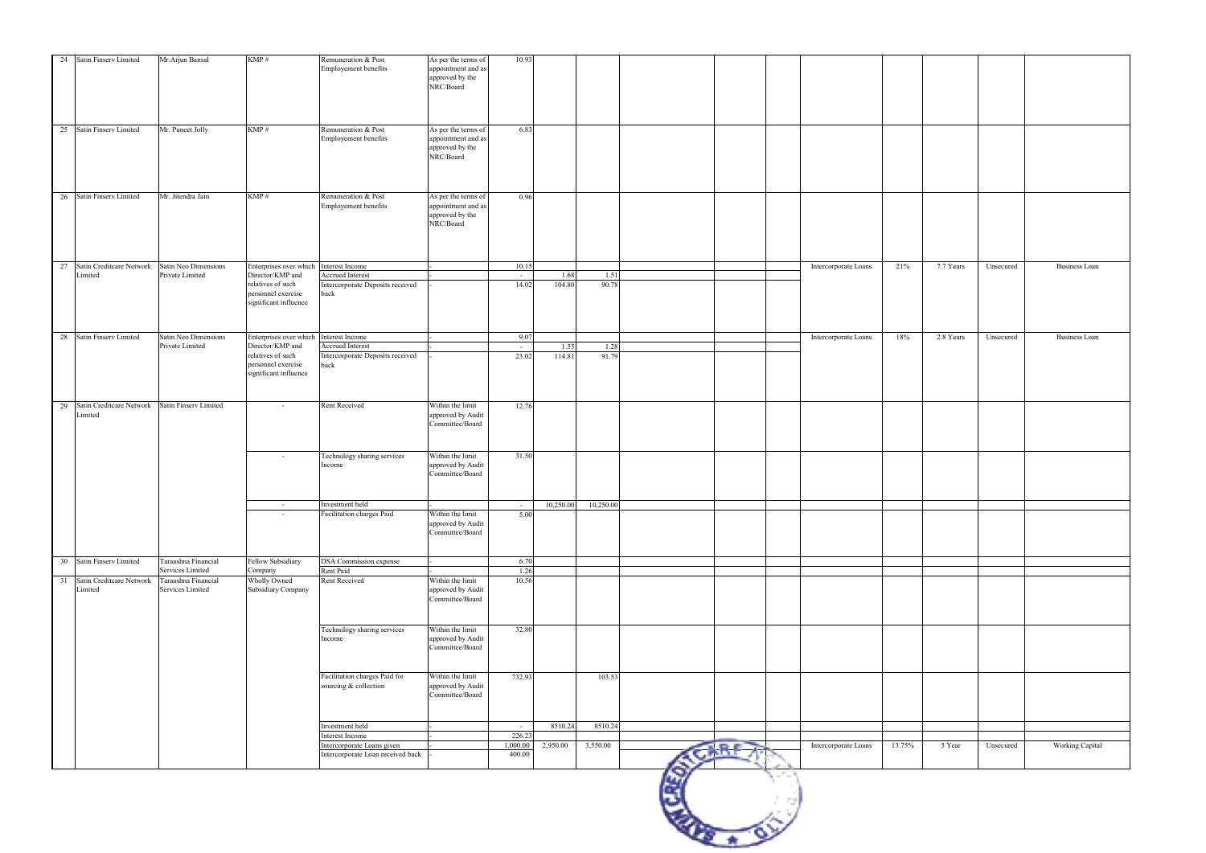| | | | | | | | | | | | | | | | | |
|---|---|---|---|---|---|---|---|---|---|---|---|---|---|---|---|---|
| 24 | Satin Finserv Limited | Mr.Arjun Bansal | KMP # | Remuneration & Post Employement benefits | As per the terms of appointment and as approved by the NRC/Board | 10.93 | | | | | | | | | | |
| 25 | Satin Finserv Limited | Mr. Puneet Jolly | KMP # | Remuneration & Post Employement benefits | As per the terms of appointment and as approved by the NRC/Board | 6.83 | | | | | | | | | | |
| 26 | Satin Finserv Limited | Mr. Jitendra Jain | KMP # | Remuneration & Post Employement benefits | As per the terms of appointment and as approved by the NRC/Board | 0.96 | | | | | | | | | | |
| 27 | Satin Creditcare Network Limited | Satin Neo Dimensions Private Limited | Enterprises over which Director/KMP and relatives of such personnel exercise significant influence | Interest Income | - | 10.15 | | | | | | Intercorporate Loans | 21% | 7.7 Years | Unsecured | Business Loan |
| | | | | Accrued Interest | - | - | 1.68 | 1.51 | | | | | | | | |
| | | | | Intercorporate Deposits received back | - | 14.02 | 104.80 | 90.78 | | | | | | | | |
| 28 | Satin Finserv Limited | Satin Neo Dimensions Private Limited | Enterprises over which Director/KMP and relatives of such personnel exercise significant influence | Interest Income | - | 9.07 | | | | | | Intercorporate Loans | 18% | 2.8 Years | Unsecured | Business Loan |
| | | | | Accrued Interest | - | - | 1.55 | 1.28 | | | | | | | | |
| | | | | Intercorporate Deposits received back | - | 23.02 | 114.81 | 91.79 | | | | | | | | |
| 29 | Satin Creditcare Network Limited | Satin Finserv Limited | - | Rent Received | Within the limit approved by Audit Committee/Board | 12.76 | | | | | | | | | | |
| | | | - | Technology sharing services Income | Within the limit approved by Audit Committee/Board | 31.50 | | | | | | | | | | |
| | | | - | Investment held | - | - | 10,250.00 | 10,250.00 | | | | | | | | |
| | | | - | Facilitation charges Paid | Within the limit approved by Audit Committee/Board | 5.00 | | | | | | | | | | |
| 30 | Satin Finserv Limited | Taraashna Financial Services Limited | Fellow Subsidiary Company | DSA Commission expense | - | 6.70 | | | | | | | | | | |
| | | | | Rent Paid | - | 1.26 | | | | | | | | | | |
| 31 | Satin Creditcare Network Limited | Taraashna Financial Services Limited | Wholly Owned Subsidiary Company | Rent Received | Within the limit approved by Audit Committee/Board | 10.56 | | | | | | | | | | |
| | | | | Technology sharing services Income | Within the limit approved by Audit Committee/Board | 32.80 | | | | | | | | | | |
| | | | | Facilitation charges Paid for sourcing & collection | Within the limit approved by Audit Committee/Board | 732.93 | | 103.53 | | | | | | | | |
| | | | | Investment held | - | - | 8510.24 | 8510.24 | | | | | | | | |
| | | | | Interest Income | - | 226.23 | | | | | | | | | | |
| | | | | Intercorporate Loans given | - | 1,000.00 | 2,950.00 | 3,550.00 | | | | Intercorporate Loans | 13.75% | 5 Year | Unsecured | Working Capital |
| | | | | Intercorporate Loan received back | - | 400.00 | | | | | | | | | | |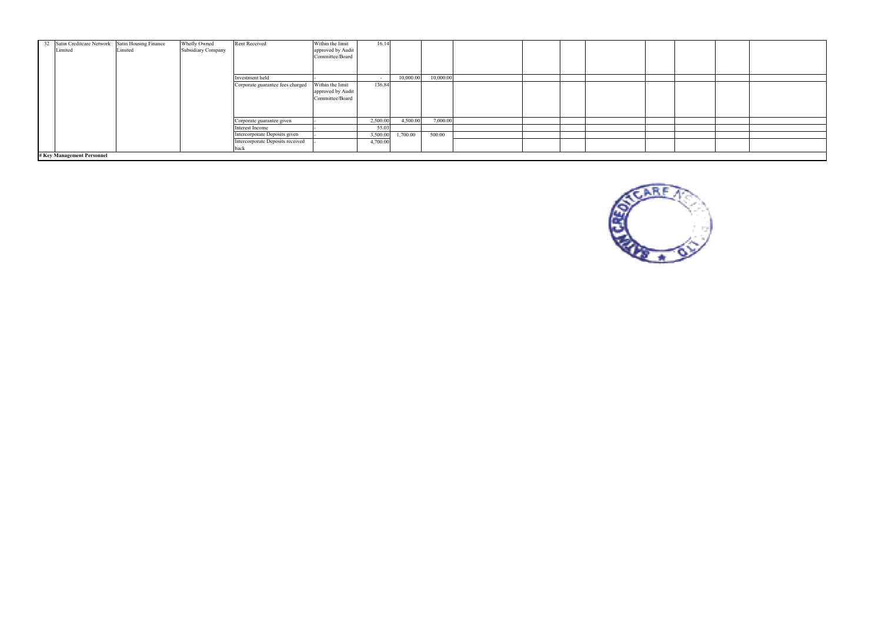| | | | | | | | | | | | | | | | | |
|---|---|---|---|---|---|---|---|---|---|---|---|---|---|---|---|---|
| 32 | Satin Creditcare Network Limited | Satin Housing Finance Limited | Wholly Owned Subsidiary Company | Rent Received | Within the limit approved by Audit Committee/Board | 16.14 | | | | | | | | | | |
| | | | | Investment held | - | - | 10,000.00 | 10,000.00 | | | | | | | | |
| | | | | Corporate guarantee fees charged | Within the limit approved by Audit Committee/Board | 136.84 | | | | | | | | | | |
| | | | | Corporate guarantee given | - | 2,500.00 | 4,500.00 | 7,000.00 | | | | | | | | |
| | | | | Interest Income | - | 55.03 | | | | | | | | | | |
| | | | | Intercorporate Deposits given | - | 3,500.00 | 1,700.00 | 500.00 | | | | | | | | |
| | | | | Intercorporate Deposits received back | - | 4,700.00 | | | | | | | | | | |

**# Key Management Personnel**